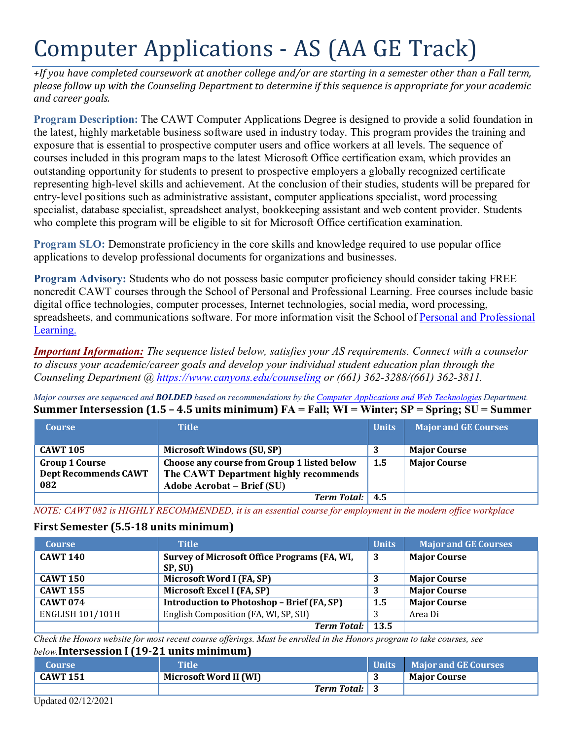# Computer Applications - AS (AA GE Track)

*+If you have completed coursework at another college and/or are starting in a semester other than a Fall term, please follow up with the Counseling Department to determine if this sequence is appropriate for your academic and career goals.*

**Program Description:** The CAWT Computer Applications Degree is designed to provide a solid foundation in the latest, highly marketable business software used in industry today. This program provides the training and exposure that is essential to prospective computer users and office workers at all levels. The sequence of courses included in this program maps to the latest Microsoft Office certification exam, which provides an outstanding opportunity for students to present to prospective employers a globally recognized certificate representing high-level skills and achievement. At the conclusion of their studies, students will be prepared for entry-level positions such as administrative assistant, computer applications specialist, word processing specialist, database specialist, spreadsheet analyst, bookkeeping assistant and web content provider. Students who complete this program will be eligible to sit for Microsoft Office certification examination.

**Program SLO:** Demonstrate proficiency in the core skills and knowledge required to use popular office applications to develop professional documents for organizations and businesses.

**Program Advisory:** Students who do not possess basic computer proficiency should consider taking FREE noncredit CAWT courses through the School of Personal and Professional Learning. Free courses include basic digital office technologies, computer processes, Internet technologies, social media, word processing, spreadsheets, and communications software. For more information visit the School of Personal and Professional Learning.

***Important Information:*** *The sequence listed below, satisfies your AS requirements. Connect with a counselor to discuss your academic/career goals and develop your individual student education plan through the Counseling Department @ https://www.canyons.edu/counseling or (661) 362-3288/(661) 362-3811.*

*Major courses are sequenced and **BOLDED** based on recommendations by the Computer Applications and Web Technologies Department.*

### Summer Intersession (1.5 – 4.5 units minimum) FA = Fall; WI = Winter; SP = Spring; SU = Summer

| Course | Title | Units | Major and GE Courses |
|---|---|---|---|
| **CAWT 105** | **Microsoft Windows (SU, SP)** | **3** | **Major Course** |
| **Group 1 Course Dept Recommends CAWT 082** | **Choose any course from Group 1 listed below The CAWT Department highly recommends Adobe Acrobat – Brief (SU)** | **1.5** | **Major Course** |
| | ***Term Total:*** | **4.5** | |

*NOTE: CAWT 082 is HIGHLY RECOMMENDED, it is an essential course for employment in the modern office workplace*

### First Semester (5.5-18 units minimum)

| Course | Title | Units | Major and GE Courses |
|---|---|---|---|
| **CAWT 140** | **Survey of Microsoft Office Programs (FA, WI, SP, SU)** | **3** | **Major Course** |
| **CAWT 150** | **Microsoft Word I (FA, SP)** | **3** | **Major Course** |
| **CAWT 155** | **Microsoft Excel I (FA, SP)** | **3** | **Major Course** |
| **CAWT 074** | **Introduction to Photoshop – Brief (FA, SP)** | **1.5** | **Major Course** |
| ENGLISH 101/101H | English Composition (FA, WI, SP, SU) | 3 | Area Di |
| | ***Term Total:*** | **13.5** | |

*Check the Honors website for most recent course offerings. Must be enrolled in the Honors program to take courses, see below.*

### Intersession I (19-21 units minimum)

| Course | Title | Units | Major and GE Courses |
|---|---|---|---|
| **CAWT 151** | **Microsoft Word II (WI)** | **3** | **Major Course** |
| | ***Term Total:*** | **3** | |

Updated 02/12/2021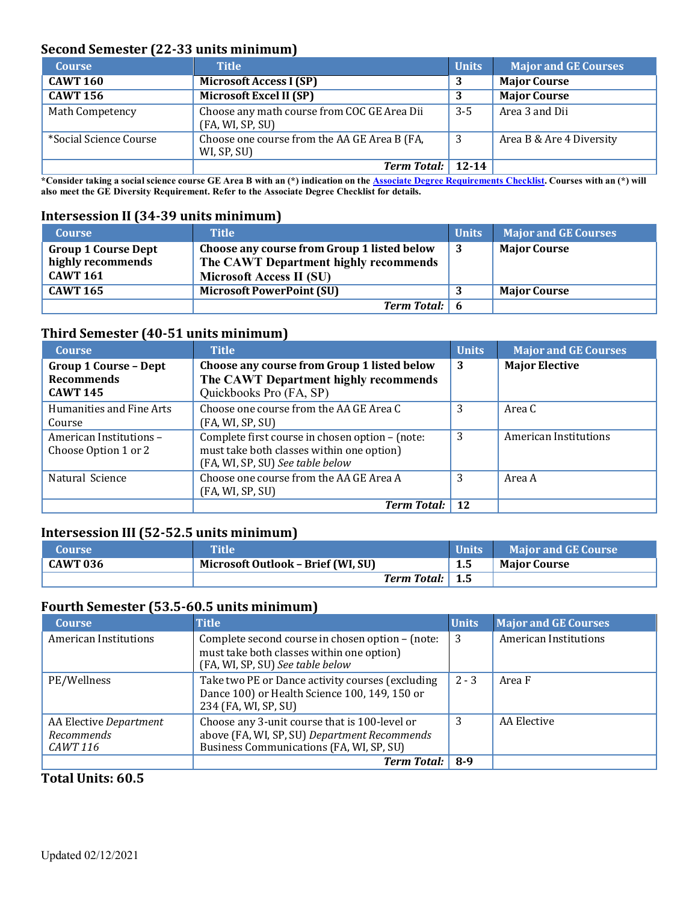## Second Semester (22-33 units minimum)

| Course | Title | Units | Major and GE Courses |
|---|---|---|---|
| **CAWT 160** | **Microsoft Access I (SP)** | **3** | **Major Course** |
| **CAWT 156** | **Microsoft Excel II (SP)** | **3** | **Major Course** |
| Math Competency | Choose any math course from COC GE Area Dii (FA, WI, SP, SU) | 3-5 | Area 3 and Dii |
| *Social Science Course | Choose one course from the AA GE Area B (FA, WI, SP, SU) | 3 | Area B & Are 4 Diversity |
| | ***Term Total:*** | **12-14** | |

***Consider taking a social science course GE Area B with an (*) indication on the Associate Degree Requirements Checklist. Courses with an (*) will also meet the GE Diversity Requirement. Refer to the Associate Degree Checklist for details.**

## Intersession II (34-39 units minimum)

| Course | Title | Units | Major and GE Courses |
|---|---|---|---|
| **Group 1 Course Dept highly recommends CAWT 161** | **Choose any course from Group 1 listed below The CAWT Department highly recommends Microsoft Access II (SU)** | **3** | **Major Course** |
| **CAWT 165** | **Microsoft PowerPoint (SU)** | **3** | **Major Course** |
| | ***Term Total:*** | **6** | |

## Third Semester (40-51 units minimum)

| Course | Title | Units | Major and GE Courses |
|---|---|---|---|
| **Group 1 Course – Dept Recommends CAWT 145** | **Choose any course from Group 1 listed below The CAWT Department highly recommends** Quickbooks Pro (FA, SP) | **3** | **Major Elective** |
| Humanities and Fine Arts Course | Choose one course from the AA GE Area C (FA, WI, SP, SU) | 3 | Area C |
| American Institutions – Choose Option 1 or 2 | Complete first course in chosen option – (note: must take both classes within one option) (FA, WI, SP, SU) *See table below* | 3 | American Institutions |
| Natural Science | Choose one course from the AA GE Area A (FA, WI, SP, SU) | 3 | Area A |
| | ***Term Total:*** | **12** | |

## Intersession III (52-52.5 units minimum)

| Course | Title | Units | Major and GE Course |
|---|---|---|---|
| **CAWT 036** | **Microsoft Outlook – Brief (WI, SU)** | **1.5** | **Major Course** |
| | ***Term Total:*** | **1.5** | |

## Fourth Semester (53.5-60.5 units minimum)

| Course | Title | Units | Major and GE Courses |
|---|---|---|---|
| American Institutions | Complete second course in chosen option – (note: must take both classes within one option) (FA, WI, SP, SU) *See table below* | 3 | American Institutions |
| PE/Wellness | Take two PE or Dance activity courses (excluding Dance 100) or Health Science 100, 149, 150 or 234 (FA, WI, SP, SU) | 2 - 3 | Area F |
| AA Elective *Department Recommends CAWT 116* | Choose any 3-unit course that is 100-level or above (FA, WI, SP, SU) *Department Recommends* Business Communications (FA, WI, SP, SU) | 3 | AA Elective |
| | ***Term Total:*** | **8-9** | |

**Total Units: 60.5**

Updated 02/12/2021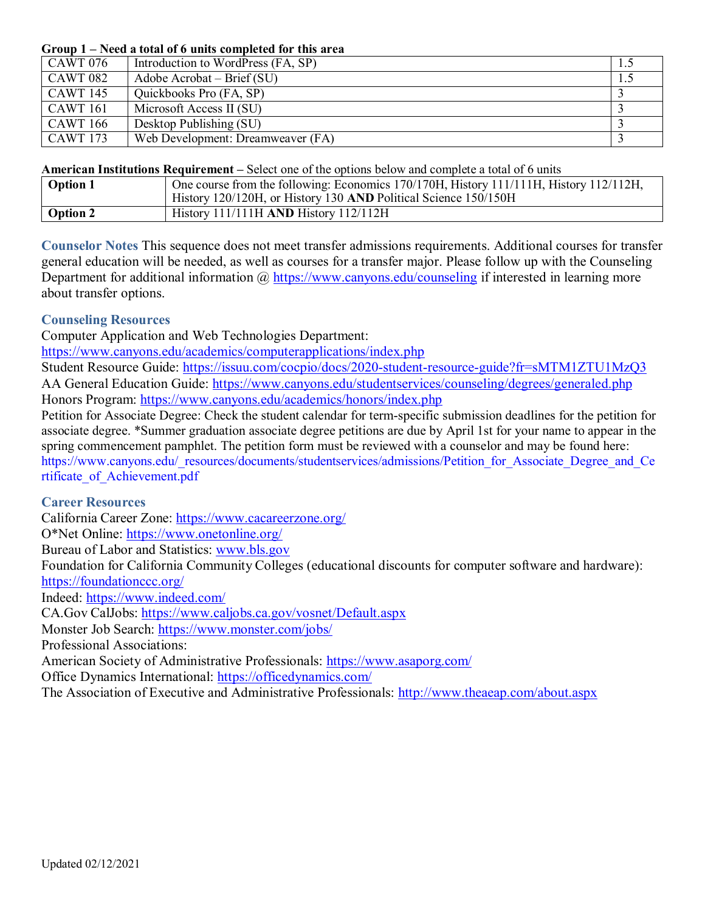**Group 1 – Need a total of 6 units completed for this area**

| | | |
|---|---|---|
| CAWT 076 | Introduction to WordPress (FA, SP) | 1.5 |
| CAWT 082 | Adobe Acrobat – Brief (SU) | 1.5 |
| CAWT 145 | Quickbooks Pro (FA, SP) | 3 |
| CAWT 161 | Microsoft Access II (SU) | 3 |
| CAWT 166 | Desktop Publishing (SU) | 3 |
| CAWT 173 | Web Development: Dreamweaver (FA) | 3 |

**American Institutions Requirement –** Select one of the options below and complete a total of 6 units

| | |
|---|---|
| **Option 1** | One course from the following: Economics 170/170H, History 111/111H, History 112/112H, History 120/120H, or History 130 **AND** Political Science 150/150H |
| **Option 2** | History 111/111H **AND** History 112/112H |

**Counselor Notes** This sequence does not meet transfer admissions requirements. Additional courses for transfer general education will be needed, as well as courses for a transfer major. Please follow up with the Counseling Department for additional information @ https://www.canyons.edu/counseling if interested in learning more about transfer options.

### Counseling Resources

Computer Application and Web Technologies Department:
https://www.canyons.edu/academics/computerapplications/index.php
Student Resource Guide: https://issuu.com/cocpio/docs/2020-student-resource-guide?fr=sMTM1ZTU1MzQ3
AA General Education Guide: https://www.canyons.edu/studentservices/counseling/degrees/generaled.php
Honors Program: https://www.canyons.edu/academics/honors/index.php
Petition for Associate Degree: Check the student calendar for term-specific submission deadlines for the petition for associate degree. *Summer graduation associate degree petitions are due by April 1st for your name to appear in the spring commencement pamphlet. The petition form must be reviewed with a counselor and may be found here: https://www.canyons.edu/_resources/documents/studentservices/admissions/Petition_for_Associate_Degree_and_Certificate_of_Achievement.pdf

### Career Resources

California Career Zone: https://www.cacareerzone.org/
O*Net Online: https://www.onetonline.org/
Bureau of Labor and Statistics: www.bls.gov
Foundation for California Community Colleges (educational discounts for computer software and hardware): https://foundationccc.org/
Indeed: https://www.indeed.com/
CA.Gov CalJobs: https://www.caljobs.ca.gov/vosnet/Default.aspx
Monster Job Search: https://www.monster.com/jobs/
Professional Associations:
American Society of Administrative Professionals: https://www.asaporg.com/
Office Dynamics International: https://officedynamics.com/
The Association of Executive and Administrative Professionals: http://www.theaeap.com/about.aspx

Updated 02/12/2021